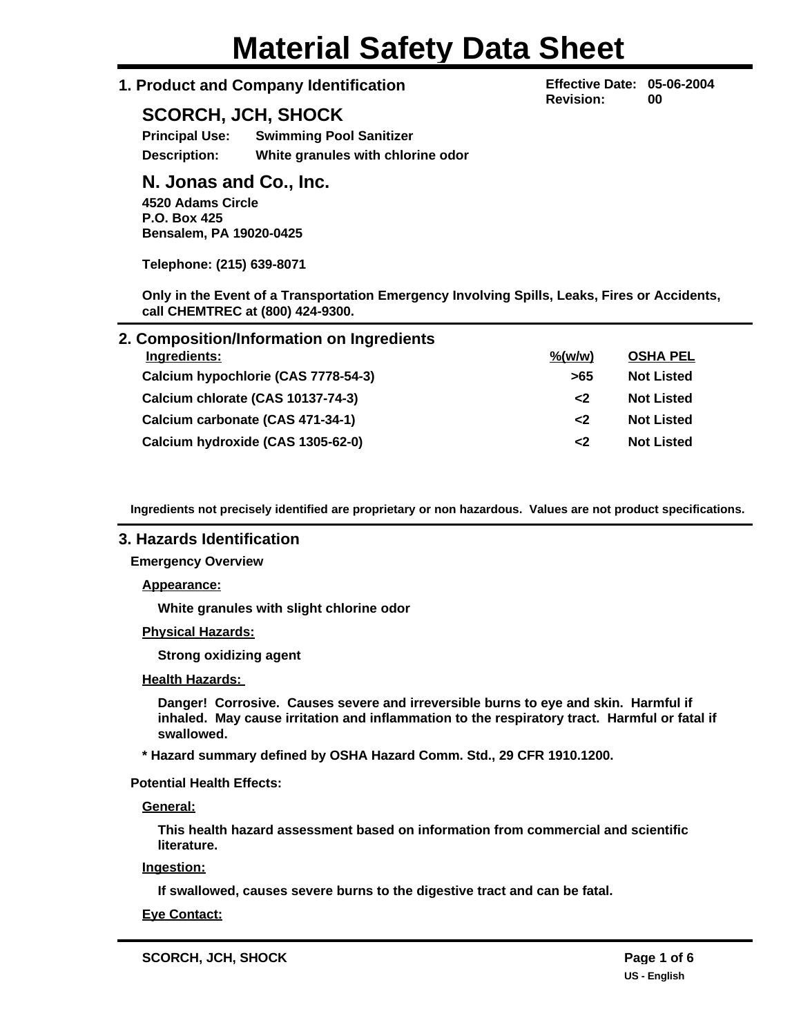# Material Safety Data Sheet

## 1. Product and Company Identification

**Effective Date:** 05-06-2004
**Revision:** 00

### SCORCH, JCH, SHOCK

**Principal Use:** Swimming Pool Sanitizer
**Description:** White granules with chlorine odor

### N. Jonas and Co., Inc.

**4520 Adams Circle**
**P.O. Box 425**
**Bensalem, PA 19020-0425**

**Telephone: (215) 639-8071**

**Only in the Event of a Transportation Emergency Involving Spills, Leaks, Fires or Accidents, call CHEMTREC at (800) 424-9300.**

## 2. Composition/Information on Ingredients

| Ingredients: | %(w/w) | OSHA PEL |
|---|---|---|
| Calcium hypochlorie (CAS 7778-54-3) | >65 | Not Listed |
| Calcium chlorate (CAS 10137-74-3) | <2 | Not Listed |
| Calcium carbonate (CAS 471-34-1) | <2 | Not Listed |
| Calcium hydroxide (CAS 1305-62-0) | <2 | Not Listed |

**Ingredients not precisely identified are proprietary or non hazardous. Values are not product specifications.**

## 3. Hazards Identification

**Emergency Overview**

**Appearance:**

White granules with slight chlorine odor

**Physical Hazards:**

Strong oxidizing agent

**Health Hazards:**

Danger! Corrosive. Causes severe and irreversible burns to eye and skin. Harmful if inhaled. May cause irritation and inflammation to the respiratory tract. Harmful or fatal if swallowed.

**\* Hazard summary defined by OSHA Hazard Comm. Std., 29 CFR 1910.1200.**

**Potential Health Effects:**

**General:**

This health hazard assessment based on information from commercial and scientific literature.

**Ingestion:**

If swallowed, causes severe burns to the digestive tract and can be fatal.

**Eye Contact:**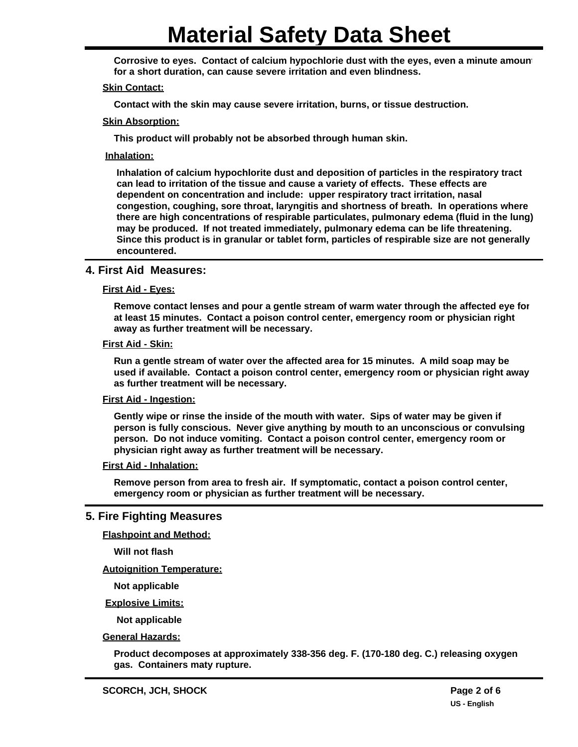Corrosive to eyes. Contact of calcium hypochlorie dust with the eyes, even a minute amount for a short duration, can cause severe irritation and even blindness.

**Skin Contact:**

Contact with the skin may cause severe irritation, burns, or tissue destruction.

**Skin Absorption:**

This product will probably not be absorbed through human skin.

**Inhalation:**

Inhalation of calcium hypochlorite dust and deposition of particles in the respiratory tract can lead to irritation of the tissue and cause a variety of effects. These effects are dependent on concentration and include: upper respiratory tract irritation, nasal congestion, coughing, sore throat, laryngitis and shortness of breath. In operations where there are high concentrations of respirable particulates, pulmonary edema (fluid in the lung) may be produced. If not treated immediately, pulmonary edema can be life threatening. Since this product is in granular or tablet form, particles of respirable size are not generally encountered.

## 4. First Aid Measures:

**First Aid - Eyes:**

Remove contact lenses and pour a gentle stream of warm water through the affected eye for at least 15 minutes. Contact a poison control center, emergency room or physician right away as further treatment will be necessary.

**First Aid - Skin:**

Run a gentle stream of water over the affected area for 15 minutes. A mild soap may be used if available. Contact a poison control center, emergency room or physician right away as further treatment will be necessary.

**First Aid - Ingestion:**

Gently wipe or rinse the inside of the mouth with water. Sips of water may be given if person is fully conscious. Never give anything by mouth to an unconscious or convulsing person. Do not induce vomiting. Contact a poison control center, emergency room or physician right away as further treatment will be necessary.

**First Aid - Inhalation:**

Remove person from area to fresh air. If symptomatic, contact a poison control center, emergency room or physician as further treatment will be necessary.

## 5. Fire Fighting Measures

**Flashpoint and Method:**

Will not flash

**Autoignition Temperature:**

Not applicable

**Explosive Limits:**

Not applicable

**General Hazards:**

Product decomposes at approximately 338-356 deg. F. (170-180 deg. C.) releasing oxygen gas. Containers maty rupture.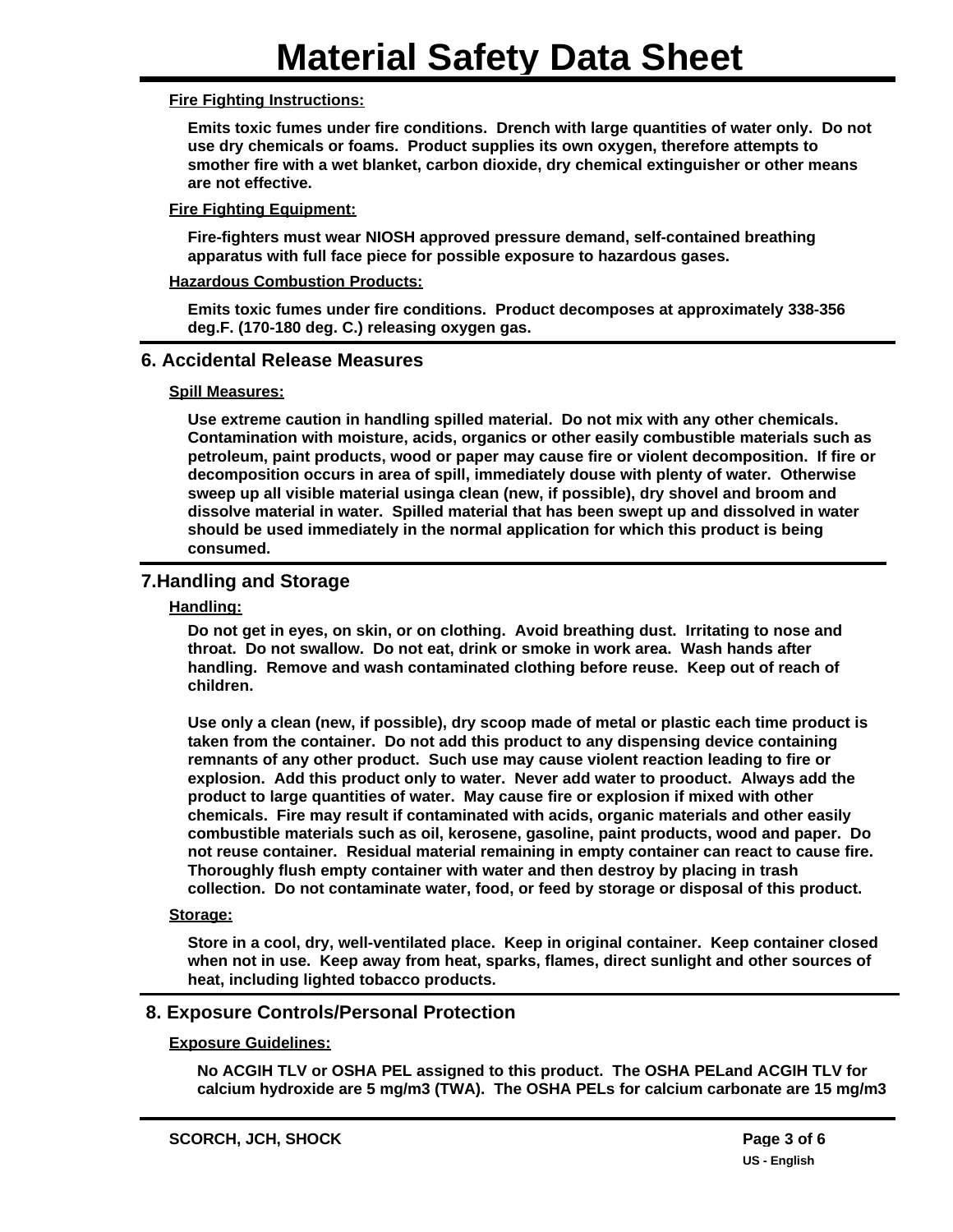**Fire Fighting Instructions:**

**Emits toxic fumes under fire conditions. Drench with large quantities of water only. Do not use dry chemicals or foams. Product supplies its own oxygen, therefore attempts to smother fire with a wet blanket, carbon dioxide, dry chemical extinguisher or other means are not effective.**

**Fire Fighting Equipment:**

**Fire-fighters must wear NIOSH approved pressure demand, self-contained breathing apparatus with full face piece for possible exposure to hazardous gases.**

**Hazardous Combustion Products:**

**Emits toxic fumes under fire conditions. Product decomposes at approximately 338-356 deg.F. (170-180 deg. C.) releasing oxygen gas.**

## 6. Accidental Release Measures

**Spill Measures:**

**Use extreme caution in handling spilled material. Do not mix with any other chemicals. Contamination with moisture, acids, organics or other easily combustible materials such as petroleum, paint products, wood or paper may cause fire or violent decomposition. If fire or decomposition occurs in area of spill, immediately douse with plenty of water. Otherwise sweep up all visible material usinga clean (new, if possible), dry shovel and broom and dissolve material in water. Spilled material that has been swept up and dissolved in water should be used immediately in the normal application for which this product is being consumed.**

## 7.Handling and Storage

**Handling:**

**Do not get in eyes, on skin, or on clothing. Avoid breathing dust. Irritating to nose and throat. Do not swallow. Do not eat, drink or smoke in work area. Wash hands after handling. Remove and wash contaminated clothing before reuse. Keep out of reach of children.**

**Use only a clean (new, if possible), dry scoop made of metal or plastic each time product is taken from the container. Do not add this product to any dispensing device containing remnants of any other product. Such use may cause violent reaction leading to fire or explosion. Add this product only to water. Never add water to prooduct. Always add the product to large quantities of water. May cause fire or explosion if mixed with other chemicals. Fire may result if contaminated with acids, organic materials and other easily combustible materials such as oil, kerosene, gasoline, paint products, wood and paper. Do not reuse container. Residual material remaining in empty container can react to cause fire. Thoroughly flush empty container with water and then destroy by placing in trash collection. Do not contaminate water, food, or feed by storage or disposal of this product.**

**Storage:**

**Store in a cool, dry, well-ventilated place. Keep in original container. Keep container closed when not in use. Keep away from heat, sparks, flames, direct sunlight and other sources of heat, including lighted tobacco products.**

## 8. Exposure Controls/Personal Protection

**Exposure Guidelines:**

**No ACGIH TLV or OSHA PEL assigned to this product. The OSHA PELand ACGIH TLV for calcium hydroxide are 5 mg/m3 (TWA). The OSHA PELs for calcium carbonate are 15 mg/m3**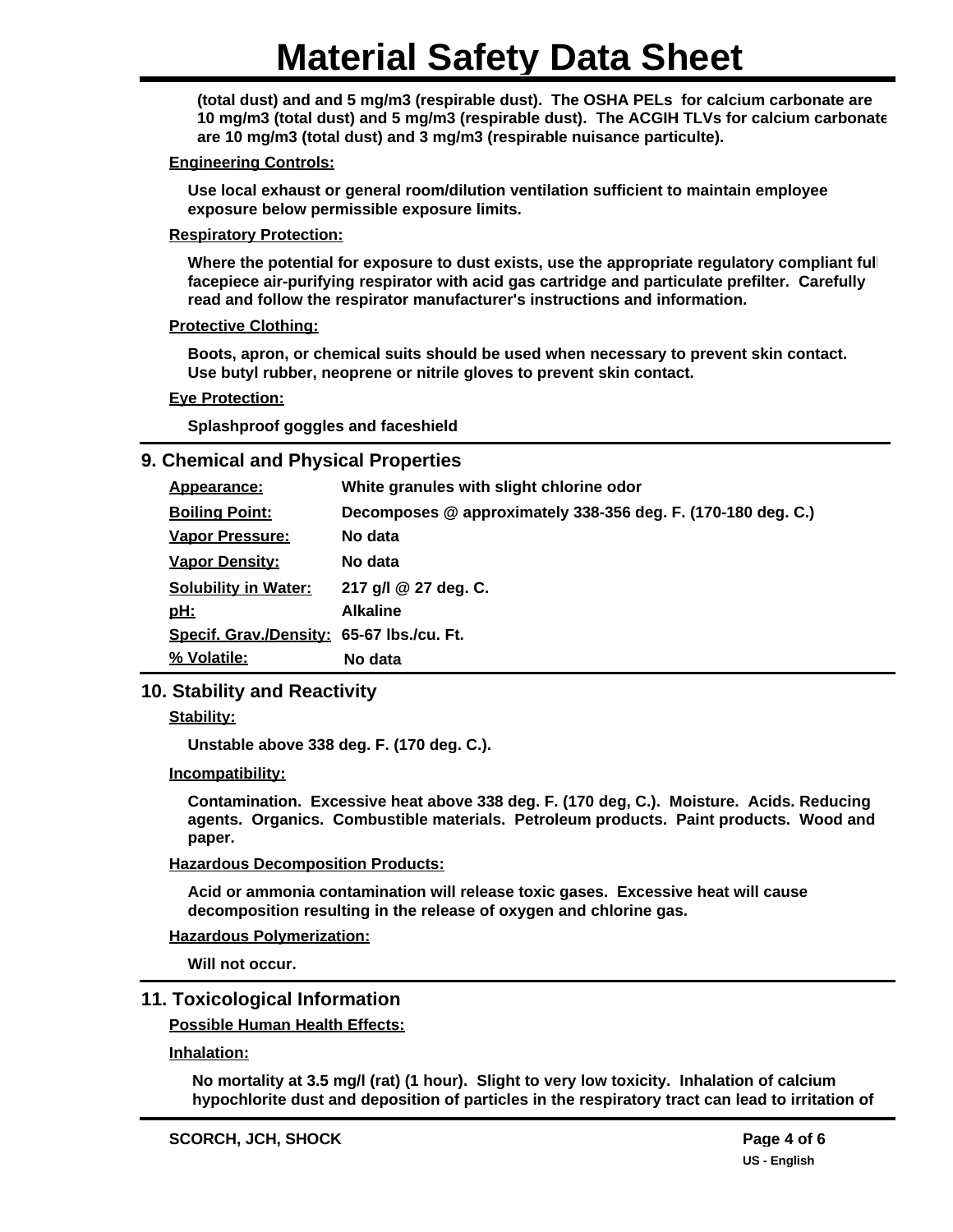# Material Safety Data Sheet

(total dust) and and 5 mg/m3 (respirable dust). The OSHA PELs for calcium carbonate are 10 mg/m3 (total dust) and 5 mg/m3 (respirable dust). The ACGIH TLVs for calcium carbonate are 10 mg/m3 (total dust) and 3 mg/m3 (respirable nuisance particulte).

**Engineering Controls:**

Use local exhaust or general room/dilution ventilation sufficient to maintain employee exposure below permissible exposure limits.

**Respiratory Protection:**

Where the potential for exposure to dust exists, use the appropriate regulatory compliant full facepiece air-purifying respirator with acid gas cartridge and particulate prefilter. Carefully read and follow the respirator manufacturer's instructions and information.

**Protective Clothing:**

Boots, apron, or chemical suits should be used when necessary to prevent skin contact. Use butyl rubber, neoprene or nitrile gloves to prevent skin contact.

**Eye Protection:**

Splashproof goggles and faceshield

## 9. Chemical and Physical Properties

| | |
|---|---|
| **Appearance:** | White granules with slight chlorine odor |
| **Boiling Point:** | Decomposes @ approximately 338-356 deg. F. (170-180 deg. C.) |
| **Vapor Pressure:** | No data |
| **Vapor Density:** | No data |
| **Solubility in Water:** | 217 g/l @ 27 deg. C. |
| **pH:** | Alkaline |
| **Specif. Grav./Density:** | 65-67 lbs./cu. Ft. |
| **% Volatile:** | No data |

## 10. Stability and Reactivity

**Stability:**

Unstable above 338 deg. F. (170 deg. C.).

**Incompatibility:**

Contamination. Excessive heat above 338 deg. F. (170 deg, C.). Moisture. Acids. Reducing agents. Organics. Combustible materials. Petroleum products. Paint products. Wood and paper.

**Hazardous Decomposition Products:**

Acid or ammonia contamination will release toxic gases. Excessive heat will cause decomposition resulting in the release of oxygen and chlorine gas.

**Hazardous Polymerization:**

Will not occur.

## 11. Toxicological Information

**Possible Human Health Effects:**

**Inhalation:**

No mortality at 3.5 mg/l (rat) (1 hour). Slight to very low toxicity. Inhalation of calcium hypochlorite dust and deposition of particles in the respiratory tract can lead to irritation of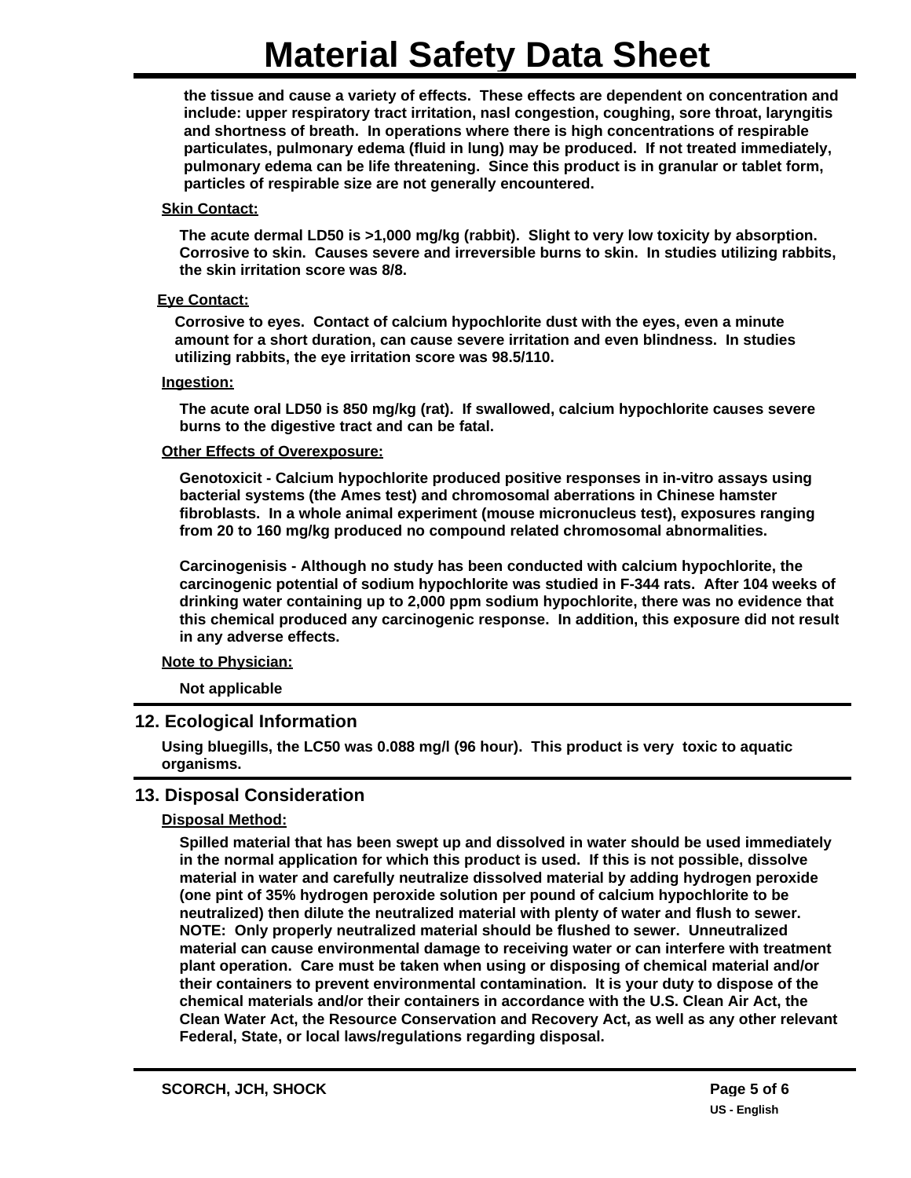the tissue and cause a variety of effects. These effects are dependent on concentration and include: upper respiratory tract irritation, nasl congestion, coughing, sore throat, laryngitis and shortness of breath. In operations where there is high concentrations of respirable particulates, pulmonary edema (fluid in lung) may be produced. If not treated immediately, pulmonary edema can be life threatening. Since this product is in granular or tablet form, particles of respirable size are not generally encountered.

**Skin Contact:**

The acute dermal LD50 is >1,000 mg/kg (rabbit). Slight to very low toxicity by absorption. Corrosive to skin. Causes severe and irreversible burns to skin. In studies utilizing rabbits, the skin irritation score was 8/8.

**Eye Contact:**

Corrosive to eyes. Contact of calcium hypochlorite dust with the eyes, even a minute amount for a short duration, can cause severe irritation and even blindness. In studies utilizing rabbits, the eye irritation score was 98.5/110.

**Ingestion:**

The acute oral LD50 is 850 mg/kg (rat). If swallowed, calcium hypochlorite causes severe burns to the digestive tract and can be fatal.

**Other Effects of Overexposure:**

Genotoxicit - Calcium hypochlorite produced positive responses in in-vitro assays using bacterial systems (the Ames test) and chromosomal aberrations in Chinese hamster fibroblasts. In a whole animal experiment (mouse micronucleus test), exposures ranging from 20 to 160 mg/kg produced no compound related chromosomal abnormalities.

Carcinogenisis - Although no study has been conducted with calcium hypochlorite, the carcinogenic potential of sodium hypochlorite was studied in F-344 rats. After 104 weeks of drinking water containing up to 2,000 ppm sodium hypochlorite, there was no evidence that this chemical produced any carcinogenic response. In addition, this exposure did not result in any adverse effects.

**Note to Physician:**

Not applicable

## 12. Ecological Information

Using bluegills, the LC50 was 0.088 mg/l (96 hour). This product is very toxic to aquatic organisms.

## 13. Disposal Consideration

**Disposal Method:**

Spilled material that has been swept up and dissolved in water should be used immediately in the normal application for which this product is used. If this is not possible, dissolve material in water and carefully neutralize dissolved material by adding hydrogen peroxide (one pint of 35% hydrogen peroxide solution per pound of calcium hypochlorite to be neutralized) then dilute the neutralized material with plenty of water and flush to sewer. NOTE: Only properly neutralized material should be flushed to sewer. Unneutralized material can cause environmental damage to receiving water or can interfere with treatment plant operation. Care must be taken when using or disposing of chemical material and/or their containers to prevent environmental contamination. It is your duty to dispose of the chemical materials and/or their containers in accordance with the U.S. Clean Air Act, the Clean Water Act, the Resource Conservation and Recovery Act, as well as any other relevant Federal, State, or local laws/regulations regarding disposal.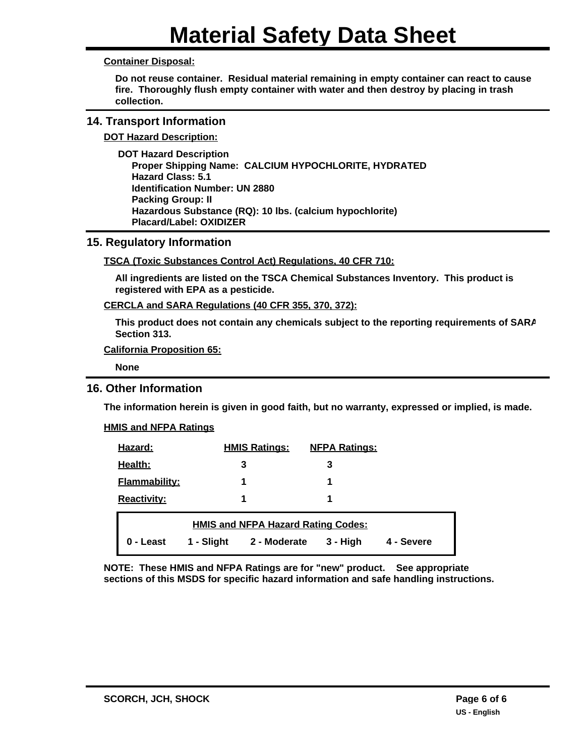**Container Disposal:**

**Do not reuse container. Residual material remaining in empty container can react to cause fire. Thoroughly flush empty container with water and then destroy by placing in trash collection.**

## 14. Transport Information

**DOT Hazard Description:**

**DOT Hazard Description**
**Proper Shipping Name: CALCIUM HYPOCHLORITE, HYDRATED**
**Hazard Class: 5.1**
**Identification Number: UN 2880**
**Packing Group: II**
**Hazardous Substance (RQ): 10 lbs. (calcium hypochlorite)**
**Placard/Label: OXIDIZER**

## 15. Regulatory Information

**TSCA (Toxic Substances Control Act) Regulations, 40 CFR 710:**

**All ingredients are listed on the TSCA Chemical Substances Inventory. This product is registered with EPA as a pesticide.**

**CERCLA and SARA Regulations (40 CFR 355, 370, 372):**

**This product does not contain any chemicals subject to the reporting requirements of SARA Section 313.**

**California Proposition 65:**

**None**

## 16. Other Information

**The information herein is given in good faith, but no warranty, expressed or implied, is made.**

**HMIS and NFPA Ratings**

| Hazard: | HMIS Ratings: | NFPA Ratings: |
|---|---|---|
| Health: | 3 | 3 |
| Flammability: | 1 | 1 |
| Reactivity: | 1 | 1 |

| HMIS and NFPA Hazard Rating Codes: | | | | |
|---|---|---|---|---|
| 0 - Least | 1 - Slight | 2 - Moderate | 3 - High | 4 - Severe |

**NOTE: These HMIS and NFPA Ratings are for "new" product. See appropriate sections of this MSDS for specific hazard information and safe handling instructions.**